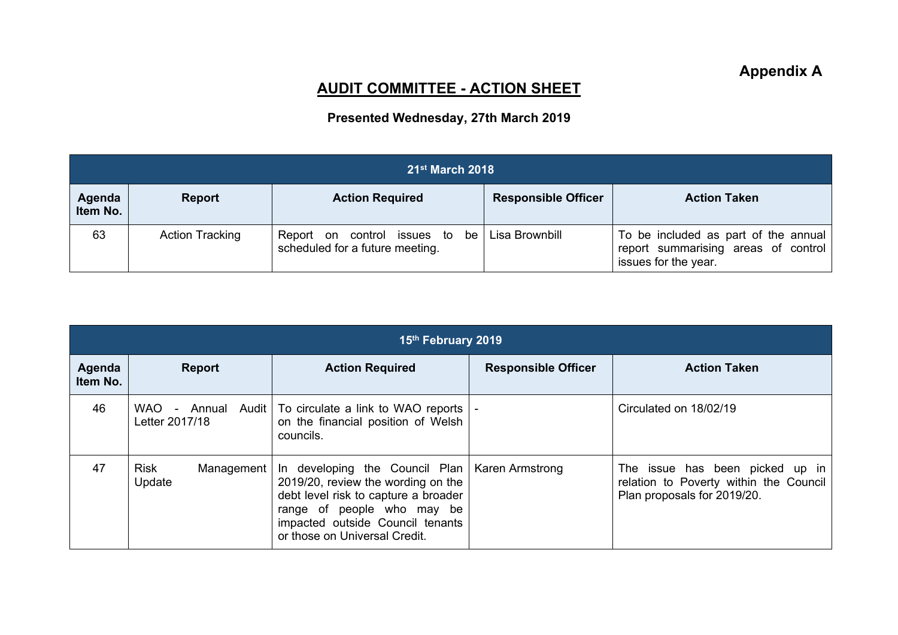**Appendix A**

# AUDIT COMMITTEE - ACTION SHEET

**Presented Wednesday, 27th March 2019**

| 21st March 2018 | | | | |
|---|---|---|---|---|
| **Agenda Item No.** | **Report** | **Action Required** | **Responsible Officer** | **Action Taken** |
| 63 | Action Tracking | Report on control issues to be scheduled for a future meeting. | Lisa Brownbill | To be included as part of the annual report summarising areas of control issues for the year. |

| 15th February 2019 | | | | |
|---|---|---|---|---|
| **Agenda Item No.** | **Report** | **Action Required** | **Responsible Officer** | **Action Taken** |
| 46 | WAO - Annual Audit Letter 2017/18 | To circulate a link to WAO reports on the financial position of Welsh councils. | - | Circulated on 18/02/19 |
| 47 | Risk Management Update | In developing the Council Plan 2019/20, review the wording on the debt level risk to capture a broader range of people who may be impacted outside Council tenants or those on Universal Credit. | Karen Armstrong | The issue has been picked up in relation to Poverty within the Council Plan proposals for 2019/20. |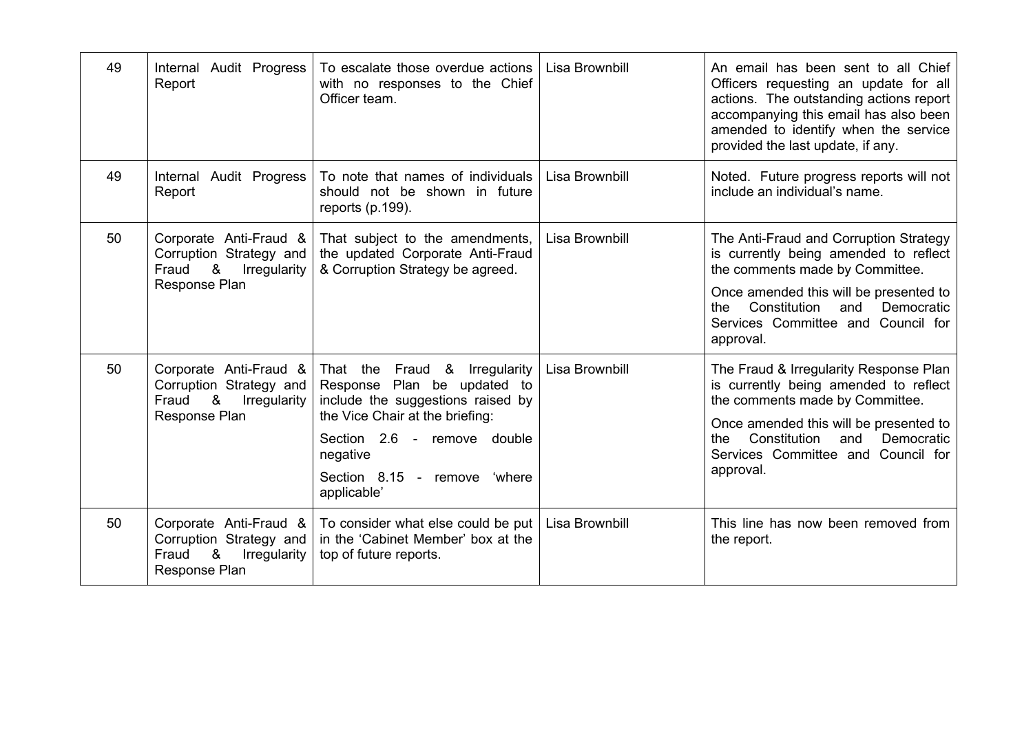| | | | | |
|---|---|---|---|---|
| 49 | Internal Audit Progress Report | To escalate those overdue actions with no responses to the Chief Officer team. | Lisa Brownbill | An email has been sent to all Chief Officers requesting an update for all actions. The outstanding actions report accompanying this email has also been amended to identify when the service provided the last update, if any. |
| 49 | Internal Audit Progress Report | To note that names of individuals should not be shown in future reports (p.199). | Lisa Brownbill | Noted. Future progress reports will not include an individual's name. |
| 50 | Corporate Anti-Fraud & Corruption Strategy and Fraud & Irregularity Response Plan | That subject to the amendments, the updated Corporate Anti-Fraud & Corruption Strategy be agreed. | Lisa Brownbill | The Anti-Fraud and Corruption Strategy is currently being amended to reflect the comments made by Committee.<br><br>Once amended this will be presented to the Constitution and Democratic Services Committee and Council for approval. |
| 50 | Corporate Anti-Fraud & Corruption Strategy and Fraud & Irregularity Response Plan | That the Fraud & Irregularity Response Plan be updated to include the suggestions raised by the Vice Chair at the briefing:<br><br>Section 2.6 - remove double negative<br><br>Section 8.15 - remove 'where applicable' | Lisa Brownbill | The Fraud & Irregularity Response Plan is currently being amended to reflect the comments made by Committee.<br><br>Once amended this will be presented to the Constitution and Democratic Services Committee and Council for approval. |
| 50 | Corporate Anti-Fraud & Corruption Strategy and Fraud & Irregularity Response Plan | To consider what else could be put in the 'Cabinet Member' box at the top of future reports. | Lisa Brownbill | This line has now been removed from the report. |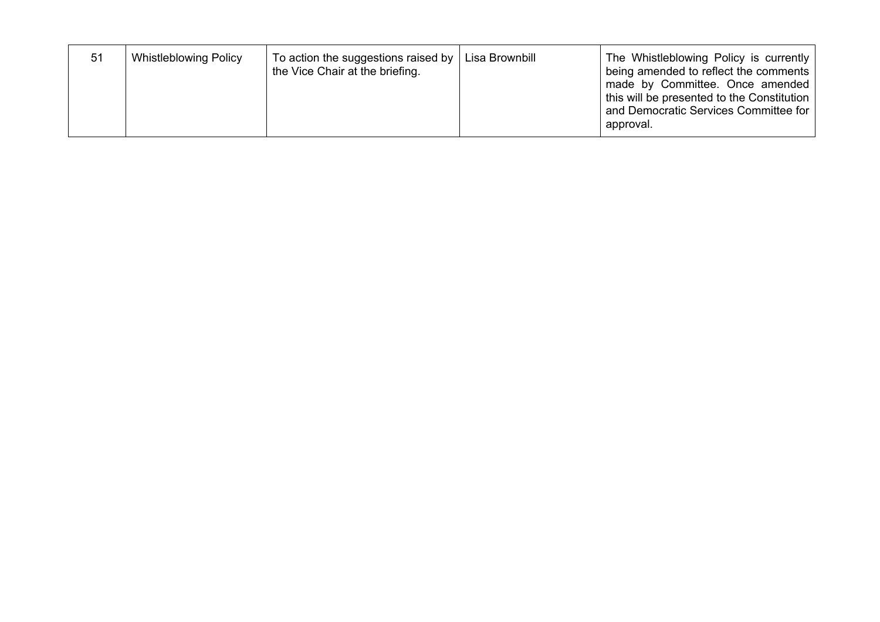| | | | | |
|---|---|---|---|---|
| 51 | Whistleblowing Policy | To action the suggestions raised by the Vice Chair at the briefing. | Lisa Brownbill | The Whistleblowing Policy is currently being amended to reflect the comments made by Committee. Once amended this will be presented to the Constitution and Democratic Services Committee for approval. |